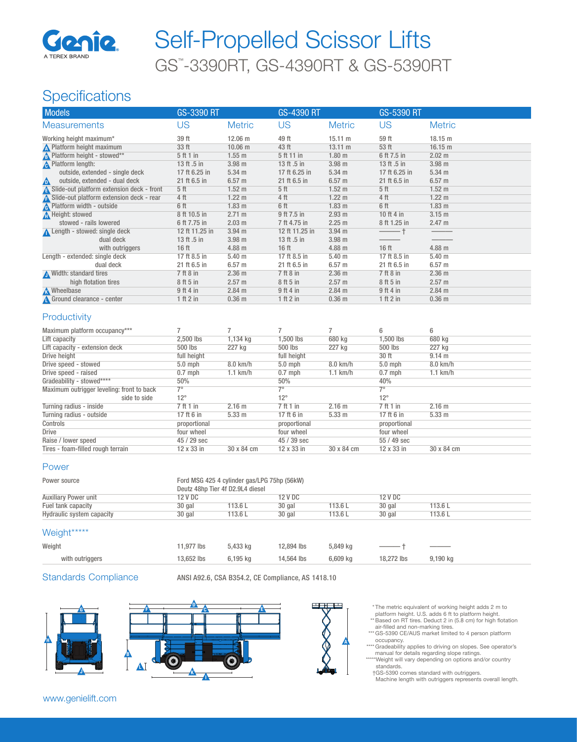# Self-Propelled Scissor Lifts

## GS™-3390RT, GS-4390RT & GS-5390RT

## Specifications

| Models | GS-3390 RT | | GS-4390 RT | | GS-5390 RT | |
|---|---|---|---|---|---|---|
| **Measurements** | US | Metric | US | Metric | US | Metric |
| Working height maximum* | 39 ft | 12.06 m | 49 ft | 15.11 m | 59 ft | 18.15 m |
| A Platform height maximum | 33 ft | 10.06 m | 43 ft | 13.11 m | 53 ft | 16.15 m |
| B Platform height - stowed** | 5 ft 1 in | 1.55 m | 5 ft 11 in | 1.80 m | 6 ft 7.5 in | 2.02 m |
| C Platform length: | 13 ft .5 in | 3.98 m | 13 ft .5 in | 3.98 m | 13 ft .5 in | 3.98 m |
| outside, extended - single deck | 17 ft 6.25 in | 5.34 m | 17 ft 6.25 in | 5.34 m | 17 ft 6.25 in | 5.34 m |
| D outside, extended - dual deck | 21 ft 6.5 in | 6.57 m | 21 ft 6.5 in | 6.57 m | 21 ft 6.5 in | 6.57 m |
| E Slide-out platform extension deck - front | 5 ft | 1.52 m | 5 ft | 1.52 m | 5 ft | 1.52 m |
| F Slide-out platform extension deck - rear | 4 ft | 1.22 m | 4 ft | 1.22 m | 4 ft | 1.22 m |
| G Platform width - outside | 6 ft | 1.83 m | 6 ft | 1.83 m | 6 ft | 1.83 m |
| H Height: stowed | 8 ft 10.5 in | 2.71 m | 9 ft 7.5 in | 2.93 m | 10 ft 4 in | 3.15 m |
| stowed - rails lowered | 6 ft 7.75 in | 2.03 m | 7 ft 4.75 in | 2.25 m | 8 ft 1.25 in | 2.47 m |
| I Length - stowed: single deck | 12 ft 11.25 in | 3.94 m | 12 ft 11.25 in | 3.94 m | ——— † | ——— |
| dual deck | 13 ft .5 in | 3.98 m | 13 ft .5 in | 3.98 m | ——— | ——— |
| with outriggers | 16 ft | 4.88 m | 16 ft | 4.88 m | 16 ft | 4.88 m |
| Length - extended: single deck | 17 ft 8.5 in | 5.40 m | 17 ft 8.5 in | 5.40 m | 17 ft 8.5 in | 5.40 m |
| dual deck | 21 ft 6.5 in | 6.57 m | 21 ft 6.5 in | 6.57 m | 21 ft 6.5 in | 6.57 m |
| J Width: standard tires | 7 ft 8 in | 2.36 m | 7 ft 8 in | 2.36 m | 7 ft 8 in | 2.36 m |
| high flotation tires | 8 ft 5 in | 2.57 m | 8 ft 5 in | 2.57 m | 8 ft 5 in | 2.57 m |
| K Wheelbase | 9 ft 4 in | 2.84 m | 9 ft 4 in | 2.84 m | 9 ft 4 in | 2.84 m |
| L Ground clearance - center | 1 ft 2 in | 0.36 m | 1 ft 2 in | 0.36 m | 1 ft 2 in | 0.36 m |

### Productivity

| | | | | | | |
|---|---|---|---|---|---|---|
| Maximum platform occupancy*** | 7 | 7 | 7 | 7 | 6 | 6 |
| Lift capacity | 2,500 lbs | 1,134 kg | 1,500 lbs | 680 kg | 1,500 lbs | 680 kg |
| Lift capacity - extension deck | 500 lbs | 227 kg | 500 lbs | 227 kg | 500 lbs | 227 kg |
| Drive height | full height | | full height | | 30 ft | 9.14 m |
| Drive speed - stowed | 5.0 mph | 8.0 km/h | 5.0 mph | 8.0 km/h | 5.0 mph | 8.0 km/h |
| Drive speed - raised | 0.7 mph | 1.1 km/h | 0.7 mph | 1.1 km/h | 0.7 mph | 1.1 km/h |
| Gradeability - stowed**** | 50% | | 50% | | 40% | |
| Maximum outrigger leveling: front to back | 7° | | 7° | | 7° | |
| side to side | 12° | | 12° | | 12° | |
| Turning radius - inside | 7 ft 1 in | 2.16 m | 7 ft 1 in | 2.16 m | 7 ft 1 in | 2.16 m |
| Turning radius - outside | 17 ft 6 in | 5.33 m | 17 ft 6 in | 5.33 m | 17 ft 6 in | 5.33 m |
| Controls | proportional | | proportional | | proportional | |
| Drive | four wheel | | four wheel | | four wheel | |
| Raise / lower speed | 45 / 29 sec | | 45 / 39 sec | | 55 / 49 sec | |
| Tires - foam-filled rough terrain | 12 x 33 in | 30 x 84 cm | 12 x 33 in | 30 x 84 cm | 12 x 33 in | 30 x 84 cm |

### Power

| | | | | | | |
|---|---|---|---|---|---|---|
| Power source | Ford MSG 425 4 cylinder gas/LPG 75hp (56kW)<br>Deutz 48hp Tier 4f D2.9L4 diesel | | | | | |
| Auxiliary Power unit | 12 V DC | | 12 V DC | | 12 V DC | |
| Fuel tank capacity | 30 gal | 113.6 L | 30 gal | 113.6 L | 30 gal | 113.6 L |
| Hydraulic system capacity | 30 gal | 113.6 L | 30 gal | 113.6 L | 30 gal | 113.6 L |

### Weight*****

| | | | | | | |
|---|---|---|---|---|---|---|
| Weight | 11,977 lbs | 5,433 kg | 12,894 lbs | 5,849 kg | ——— † | ——— |
| with outriggers | 13,652 lbs | 6,195 kg | 14,564 lbs | 6,609 kg | 18,272 lbs | 9,190 kg |

### Standards Compliance

ANSI A92.6, CSA B354.2, CE Compliance, AS 1418.10

\* The metric equivalent of working height adds 2 m to platform height. U.S. adds 6 ft to platform height.
\*\* Based on RT tires. Deduct 2 in (5.8 cm) for high flotation air-filled and non-marking tires.
\*\*\* GS-5390 CE/AUS market limited to 4 person platform occupancy.
\*\*\*\* Gradeability applies to driving on slopes. See operator's manual for details regarding slope ratings.
\*\*\*\*\* Weight will vary depending on options and/or country standards.
† GS-5390 comes standard with outriggers. Machine length with outriggers represents overall length.

www.genielift.com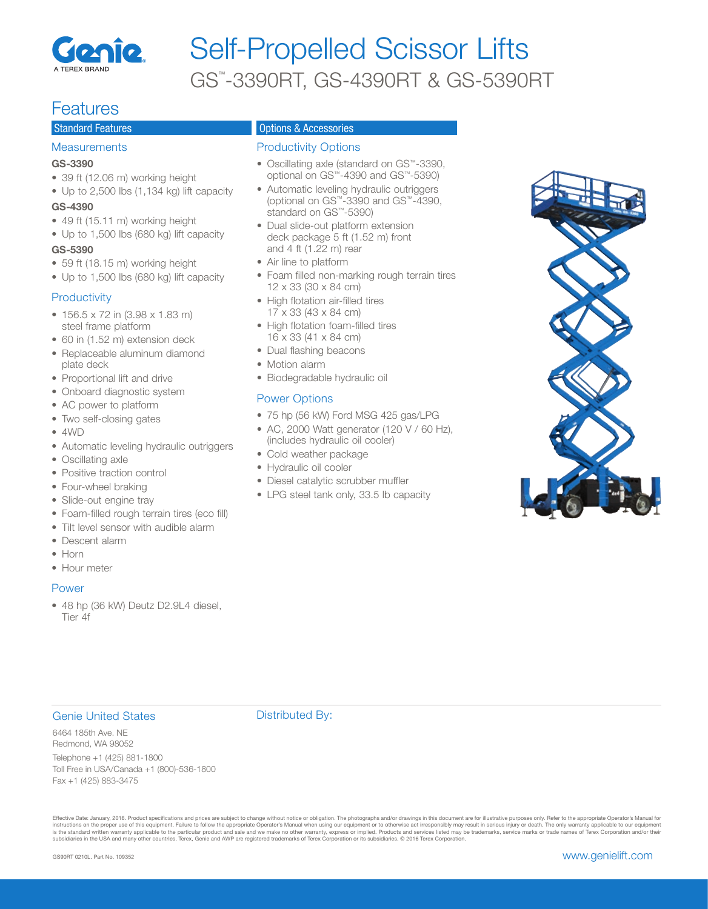Genie
A TEREX BRAND

# Self-Propelled Scissor Lifts
## GS™-3390RT, GS-4390RT & GS-5390RT

# Features

## Standard Features

### Measurements

**GS-3390**

- 39 ft (12.06 m) working height
- Up to 2,500 lbs (1,134 kg) lift capacity

**GS-4390**

- 49 ft (15.11 m) working height
- Up to 1,500 lbs (680 kg) lift capacity

**GS-5390**

- 59 ft (18.15 m) working height
- Up to 1,500 lbs (680 kg) lift capacity

### Productivity

- 156.5 x 72 in (3.98 x 1.83 m) steel frame platform
- 60 in (1.52 m) extension deck
- Replaceable aluminum diamond plate deck
- Proportional lift and drive
- Onboard diagnostic system
- AC power to platform
- Two self-closing gates
- 4WD
- Automatic leveling hydraulic outriggers
- Oscillating axle
- Positive traction control
- Four-wheel braking
- Slide-out engine tray
- Foam-filled rough terrain tires (eco fill)
- Tilt level sensor with audible alarm
- Descent alarm
- Horn
- Hour meter

### Power

- 48 hp (36 kW) Deutz D2.9L4 diesel, Tier 4f

## Options & Accessories

### Productivity Options

- Oscillating axle (standard on GS™-3390, optional on GS™-4390 and GS™-5390)
- Automatic leveling hydraulic outriggers (optional on GS™-3390 and GS™-4390, standard on GS™-5390)
- Dual slide-out platform extension deck package 5 ft (1.52 m) front and 4 ft (1.22 m) rear
- Air line to platform
- Foam filled non-marking rough terrain tires 12 x 33 (30 x 84 cm)
- High flotation air-filled tires 17 x 33 (43 x 84 cm)
- High flotation foam-filled tires 16 x 33 (41 x 84 cm)
- Dual flashing beacons
- Motion alarm
- Biodegradable hydraulic oil

### Power Options

- 75 hp (56 kW) Ford MSG 425 gas/LPG
- AC, 2000 Watt generator (120 V / 60 Hz), (includes hydraulic oil cooler)
- Cold weather package
- Hydraulic oil cooler
- Diesel catalytic scrubber muffler
- LPG steel tank only, 33.5 lb capacity

### Genie United States

6464 185th Ave. NE
Redmond, WA 98052

Telephone +1 (425) 881-1800
Toll Free in USA/Canada +1 (800)-536-1800
Fax +1 (425) 883-3475

Distributed By:

Effective Date: January, 2016. Product specifications and prices are subject to change without notice or obligation. The photographs and/or drawings in this document are for illustrative purposes only. Refer to the appropriate Operator's Manual for instructions on the proper use of this equipment. Failure to follow the appropriate Operator's Manual when using our equipment or to otherwise act irresponsibly may result in serious injury or death. The only warranty applicable to our equipment is the standard written warranty applicable to the particular product and sale and we make no other warranty, express or implied. Products and services listed may be trademarks, service marks or trade names of Terex Corporation and/or their subsidiaries in the USA and many other countries. Terex, Genie and AWP are registered trademarks of Terex Corporation or its subsidiaries. © 2016 Terex Corporation.

GS90RT 0210L. Part No. 109352

www.genielift.com